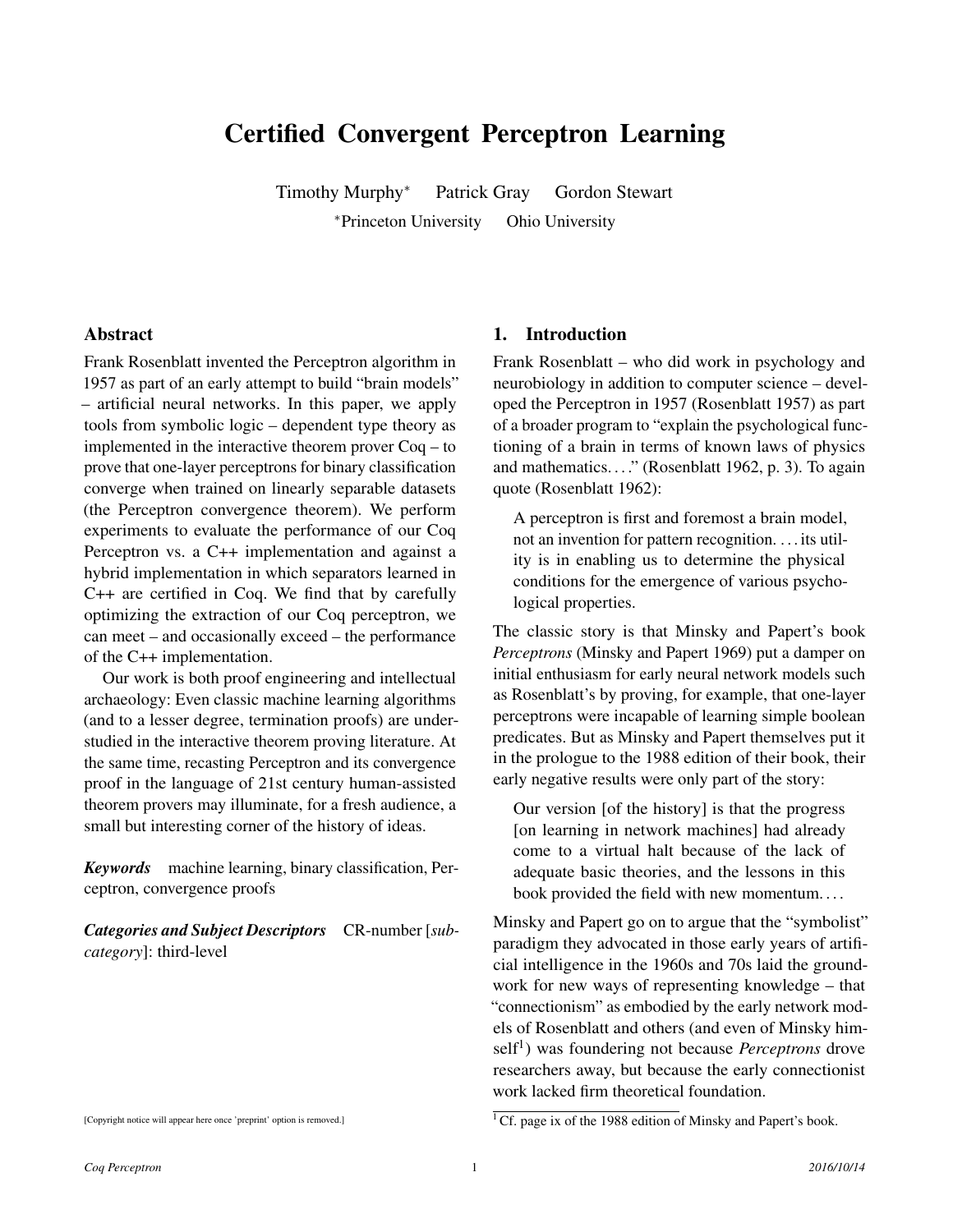# Certified Convergent Perceptron Learning

Timothy Murphy[*] Patrick Gray Gordon Stewart

[*]Princeton University Ohio University

## Abstract

Frank Rosenblatt invented the Perceptron algorithm in 1957 as part of an early attempt to build "brain models" – artificial neural networks. In this paper, we apply tools from symbolic logic – dependent type theory as implemented in the interactive theorem prover Coq – to prove that one-layer perceptrons for binary classification converge when trained on linearly separable datasets (the Perceptron convergence theorem). We perform experiments to evaluate the performance of our Coq Perceptron vs. a C++ implementation and against a hybrid implementation in which separators learned in C++ are certified in Coq. We find that by carefully optimizing the extraction of our Coq perceptron, we can meet – and occasionally exceed – the performance of the C++ implementation.

Our work is both proof engineering and intellectual archaeology: Even classic machine learning algorithms (and to a lesser degree, termination proofs) are understudied in the interactive theorem proving literature. At the same time, recasting Perceptron and its convergence proof in the language of 21st century human-assisted theorem provers may illuminate, for a fresh audience, a small but interesting corner of the history of ideas.

***Keywords*** machine learning, binary classification, Perceptron, convergence proofs

***Categories and Subject Descriptors*** CR-number [*subcategory*]: third-level

[Copyright notice will appear here once 'preprint' option is removed.]

## 1. Introduction

Frank Rosenblatt – who did work in psychology and neurobiology in addition to computer science – developed the Perceptron in 1957 (Rosenblatt 1957) as part of a broader program to "explain the psychological functioning of a brain in terms of known laws of physics and mathematics. . . ." (Rosenblatt 1962, p. 3). To again quote (Rosenblatt 1962):

> A perceptron is first and foremost a brain model, not an invention for pattern recognition. . . . its utility is in enabling us to determine the physical conditions for the emergence of various psychological properties.

The classic story is that Minsky and Papert's book *Perceptrons* (Minsky and Papert 1969) put a damper on initial enthusiasm for early neural network models such as Rosenblatt's by proving, for example, that one-layer perceptrons were incapable of learning simple boolean predicates. But as Minsky and Papert themselves put it in the prologue to the 1988 edition of their book, their early negative results were only part of the story:

> Our version [of the history] is that the progress [on learning in network machines] had already come to a virtual halt because of the lack of adequate basic theories, and the lessons in this book provided the field with new momentum. . . .

Minsky and Papert go on to argue that the "symbolist" paradigm they advocated in those early years of artificial intelligence in the 1960s and 70s laid the groundwork for new ways of representing knowledge – that "connectionism" as embodied by the early network models of Rosenblatt and others (and even of Minsky himself[1]) was foundering not because *Perceptrons* drove researchers away, but because the early connectionist work lacked firm theoretical foundation.

[1] Cf. page ix of the 1988 edition of Minsky and Papert's book.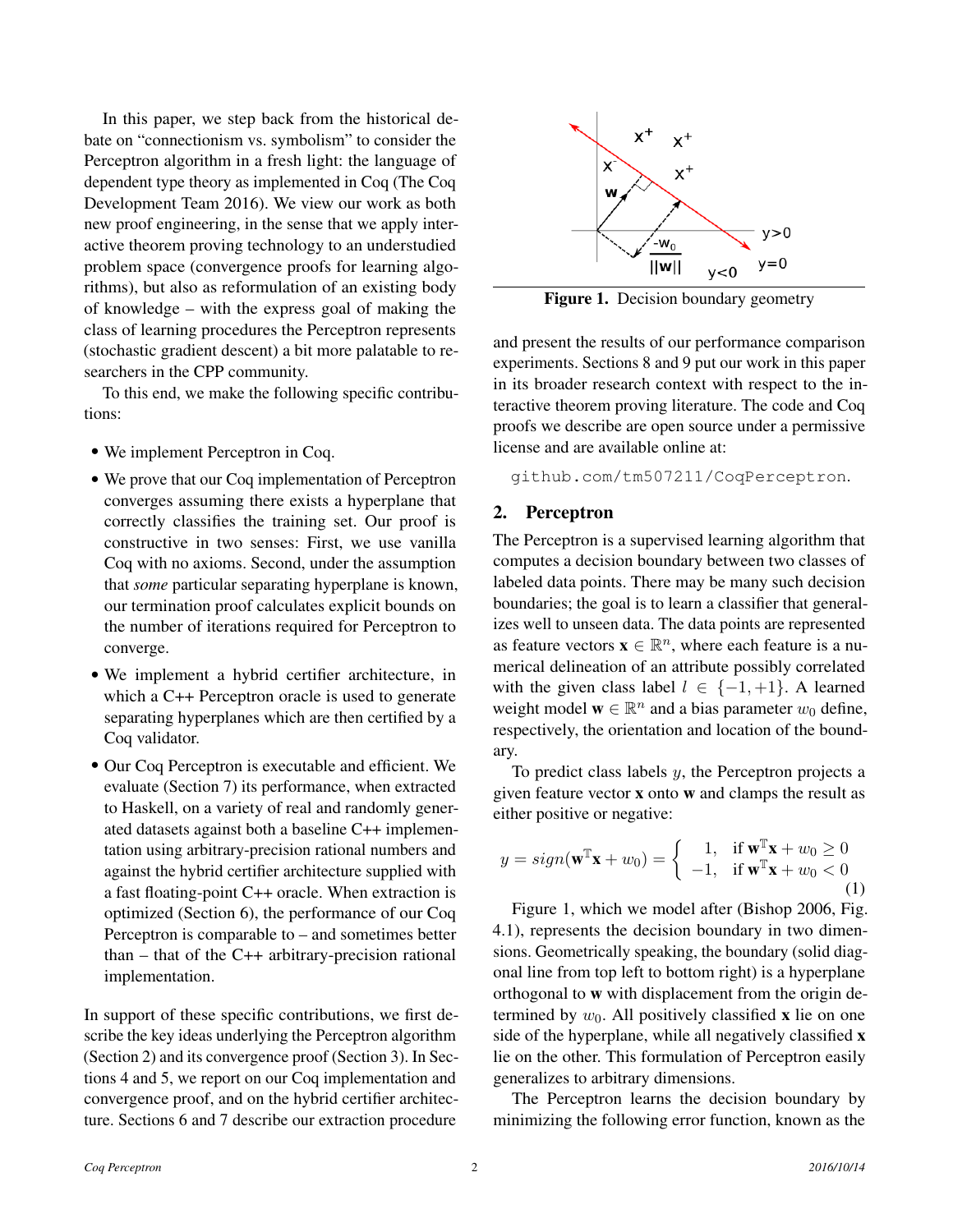In this paper, we step back from the historical debate on "connectionism vs. symbolism" to consider the Perceptron algorithm in a fresh light: the language of dependent type theory as implemented in Coq (The Coq Development Team 2016). We view our work as both new proof engineering, in the sense that we apply interactive theorem proving technology to an understudied problem space (convergence proofs for learning algorithms), but also as reformulation of an existing body of knowledge – with the express goal of making the class of learning procedures the Perceptron represents (stochastic gradient descent) a bit more palatable to researchers in the CPP community.

To this end, we make the following specific contributions:

- We implement Perceptron in Coq.
- We prove that our Coq implementation of Perceptron converges assuming there exists a hyperplane that correctly classifies the training set. Our proof is constructive in two senses: First, we use vanilla Coq with no axioms. Second, under the assumption that *some* particular separating hyperplane is known, our termination proof calculates explicit bounds on the number of iterations required for Perceptron to converge.
- We implement a hybrid certifier architecture, in which a C++ Perceptron oracle is used to generate separating hyperplanes which are then certified by a Coq validator.
- Our Coq Perceptron is executable and efficient. We evaluate (Section 7) its performance, when extracted to Haskell, on a variety of real and randomly generated datasets against both a baseline C++ implementation using arbitrary-precision rational numbers and against the hybrid certifier architecture supplied with a fast floating-point C++ oracle. When extraction is optimized (Section 6), the performance of our Coq Perceptron is comparable to – and sometimes better than – that of the C++ arbitrary-precision rational implementation.

In support of these specific contributions, we first describe the key ideas underlying the Perceptron algorithm (Section 2) and its convergence proof (Section 3). In Sections 4 and 5, we report on our Coq implementation and convergence proof, and on the hybrid certifier architecture. Sections 6 and 7 describe our extraction procedure and present the results of our performance comparison experiments. Sections 8 and 9 put our work in this paper in its broader research context with respect to the interactive theorem proving literature. The code and Coq proofs we describe are open source under a permissive license and are available online at:

github.com/tm507211/CoqPerceptron.

**Figure 1.** Decision boundary geometry

## 2. Perceptron

The Perceptron is a supervised learning algorithm that computes a decision boundary between two classes of labeled data points. There may be many such decision boundaries; the goal is to learn a classifier that generalizes well to unseen data. The data points are represented as feature vectors $\mathbf{x} \in \mathbb{R}^n$, where each feature is a numerical delineation of an attribute possibly correlated with the given class label $l \in \{-1, +1\}$. A learned weight model $\mathbf{w} \in \mathbb{R}^n$ and a bias parameter $w_0$ define, respectively, the orientation and location of the boundary.

To predict class labels $y$, the Perceptron projects a given feature vector $\mathbf{x}$ onto $\mathbf{w}$ and clamps the result as either positive or negative:

$$y = sign(\mathbf{w}^{\mathbb{T}}\mathbf{x} + w_0) = \begin{cases} 1, & \text{if } \mathbf{w}^{\mathbb{T}}\mathbf{x} + w_0 \geq 0 \\ -1, & \text{if } \mathbf{w}^{\mathbb{T}}\mathbf{x} + w_0 < 0 \end{cases} \tag{1}$$

Figure 1, which we model after (Bishop 2006, Fig. 4.1), represents the decision boundary in two dimensions. Geometrically speaking, the boundary (solid diagonal line from top left to bottom right) is a hyperplane orthogonal to $\mathbf{w}$ with displacement from the origin determined by $w_0$. All positively classified $\mathbf{x}$ lie on one side of the hyperplane, while all negatively classified $\mathbf{x}$ lie on the other. This formulation of Perceptron easily generalizes to arbitrary dimensions.

The Perceptron learns the decision boundary by minimizing the following error function, known as the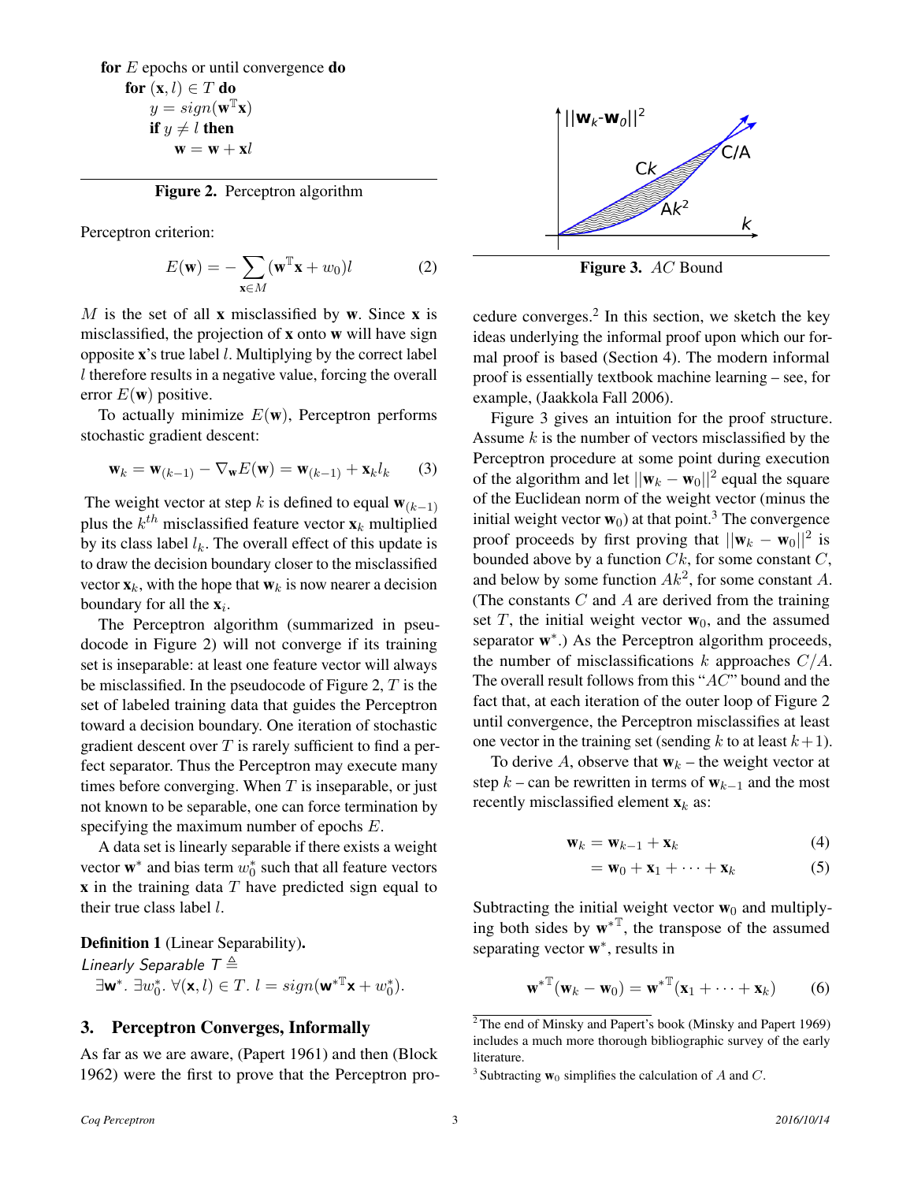```
for E epochs or until convergence do
    for (x, l) ∈ T do
        y = sign(w^T x)
        if y ≠ l then
            w = w + xl
```

**Figure 2.** Perceptron algorithm

Perceptron criterion:

$$E(\mathbf{w}) = -\sum_{\mathbf{x} \in M} (\mathbf{w}^{\mathbb{T}}\mathbf{x} + w_0)l \tag{2}$$

$M$ is the set of all $\mathbf{x}$ misclassified by $\mathbf{w}$. Since $\mathbf{x}$ is misclassified, the projection of $\mathbf{x}$ onto $\mathbf{w}$ will have sign opposite $\mathbf{x}$'s true label $l$. Multiplying by the correct label $l$ therefore results in a negative value, forcing the overall error $E(\mathbf{w})$ positive.

To actually minimize $E(\mathbf{w})$, Perceptron performs stochastic gradient descent:

$$\mathbf{w}_k = \mathbf{w}_{(k-1)} - \nabla_{\mathbf{w}} E(\mathbf{w}) = \mathbf{w}_{(k-1)} + \mathbf{x}_k l_k \tag{3}$$

The weight vector at step $k$ is defined to equal $\mathbf{w}_{(k-1)}$ plus the $k^{th}$ misclassified feature vector $\mathbf{x}_k$ multiplied by its class label $l_k$. The overall effect of this update is to draw the decision boundary closer to the misclassified vector $\mathbf{x}_k$, with the hope that $\mathbf{w}_k$ is now nearer a decision boundary for all the $\mathbf{x}_i$.

The Perceptron algorithm (summarized in pseudocode in Figure 2) will not converge if its training set is inseparable: at least one feature vector will always be misclassified. In the pseudocode of Figure 2, $T$ is the set of labeled training data that guides the Perceptron toward a decision boundary. One iteration of stochastic gradient descent over $T$ is rarely sufficient to find a perfect separator. Thus the Perceptron may execute many times before converging. When $T$ is inseparable, or just not known to be separable, one can force termination by specifying the maximum number of epochs $E$.

A data set is linearly separable if there exists a weight vector $\mathbf{w}^*$ and bias term $w_0^*$ such that all feature vectors $\mathbf{x}$ in the training data $T$ have predicted sign equal to their true class label $l$.

**Definition 1** (Linear Separability)**.**
*Linearly Separable* $T \triangleq$
$\exists \mathbf{w}^*.\ \exists w_0^*.\ \forall (\mathbf{x}, l) \in T.\ l = sign(\mathbf{w}^{*\mathbb{T}}\mathbf{x} + w_0^*)$.

## 3. Perceptron Converges, Informally

As far as we are aware, (Papert 1961) and then (Block 1962) were the first to prove that the Perceptron procedure converges.[2] In this section, we sketch the key ideas underlying the informal proof upon which our formal proof is based (Section 4). The modern informal proof is essentially textbook machine learning – see, for example, (Jaakkola Fall 2006).

**Figure 3.** $AC$ Bound

Figure 3 gives an intuition for the proof structure. Assume $k$ is the number of vectors misclassified by the Perceptron procedure at some point during execution of the algorithm and let $||\mathbf{w}_k - \mathbf{w}_0||^2$ equal the square of the Euclidean norm of the weight vector (minus the initial weight vector $\mathbf{w}_0$) at that point.[3] The convergence proof proceeds by first proving that $||\mathbf{w}_k - \mathbf{w}_0||^2$ is bounded above by a function $Ck$, for some constant $C$, and below by some function $Ak^2$, for some constant $A$. (The constants $C$ and $A$ are derived from the training set $T$, the initial weight vector $\mathbf{w}_0$, and the assumed separator $\mathbf{w}^*$.) As the Perceptron algorithm proceeds, the number of misclassifications $k$ approaches $C/A$. The overall result follows from this "$AC$" bound and the fact that, at each iteration of the outer loop of Figure 2 until convergence, the Perceptron misclassifies at least one vector in the training set (sending $k$ to at least $k+1$).

To derive $A$, observe that $\mathbf{w}_k$ – the weight vector at step $k$ – can be rewritten in terms of $\mathbf{w}_{k-1}$ and the most recently misclassified element $\mathbf{x}_k$ as:

$$\mathbf{w}_k = \mathbf{w}_{k-1} + \mathbf{x}_k \tag{4}$$

$$= \mathbf{w}_0 + \mathbf{x}_1 + \cdots + \mathbf{x}_k \tag{5}$$

Subtracting the initial weight vector $\mathbf{w}_0$ and multiplying both sides by $\mathbf{w}^{*\mathbb{T}}$, the transpose of the assumed separating vector $\mathbf{w}^*$, results in

$$\mathbf{w}^{*\mathbb{T}}(\mathbf{w}_k - \mathbf{w}_0) = \mathbf{w}^{*\mathbb{T}}(\mathbf{x}_1 + \cdots + \mathbf{x}_k) \tag{6}$$

[2] The end of Minsky and Papert's book (Minsky and Papert 1969) includes a much more thorough bibliographic survey of the early literature.

[3] Subtracting $\mathbf{w}_0$ simplifies the calculation of $A$ and $C$.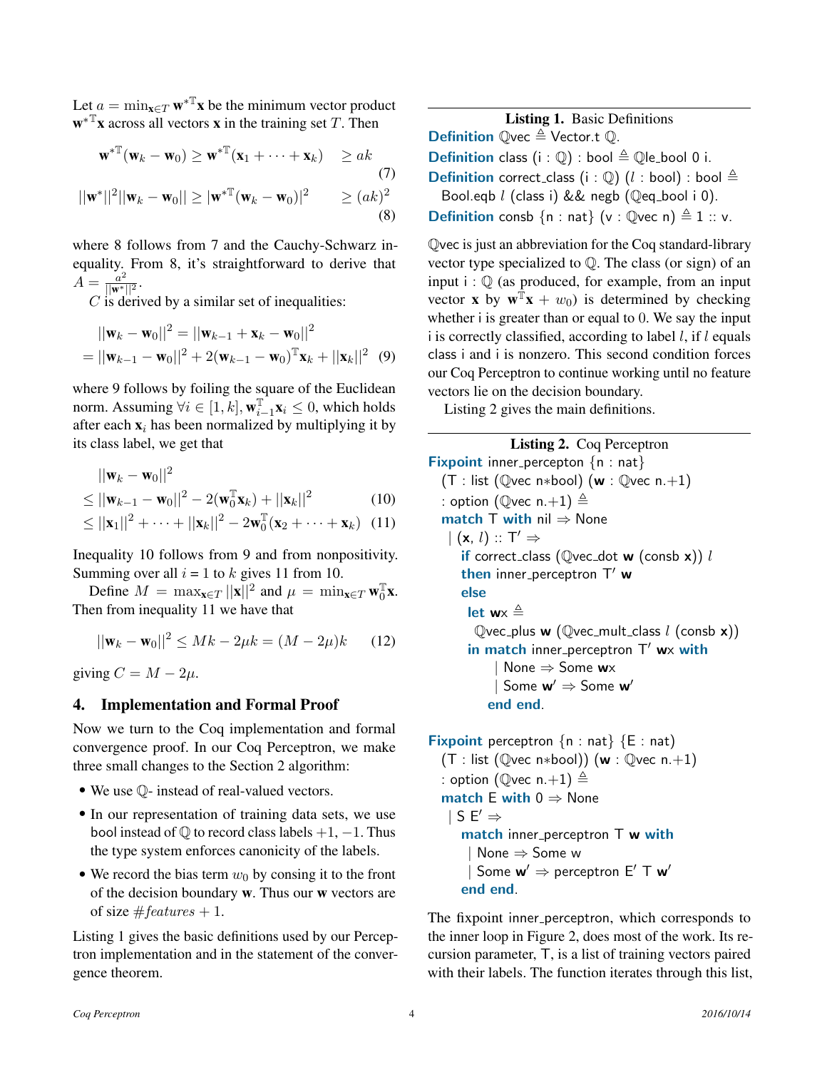Let $a = \min_{\mathbf{x} \in T} \mathbf{w}^{*\mathbb{T}} \mathbf{x}$ be the minimum vector product $\mathbf{w}^{*\mathbb{T}} \mathbf{x}$ across all vectors $\mathbf{x}$ in the training set $T$. Then

$$\mathbf{w}^{*\mathbb{T}}(\mathbf{w}_k - \mathbf{w}_0) \geq \mathbf{w}^{*\mathbb{T}}(\mathbf{x}_1 + \cdots + \mathbf{x}_k) \quad \geq ak \tag{7}$$

$$||\mathbf{w}^*||^2 ||\mathbf{w}_k - \mathbf{w}_0|| \geq |\mathbf{w}^{*\mathbb{T}}(\mathbf{w}_k - \mathbf{w}_0)|^2 \quad \geq (ak)^2 \tag{8}$$

where 8 follows from 7 and the Cauchy-Schwarz inequality. From 8, it's straightforward to derive that $A = \frac{a^2}{||\mathbf{w}^*||^2}$.

$C$ is derived by a similar set of inequalities:

$$||\mathbf{w}_k - \mathbf{w}_0||^2 = ||\mathbf{w}_{k-1} + \mathbf{x}_k - \mathbf{w}_0||^2$$
$$= ||\mathbf{w}_{k-1} - \mathbf{w}_0||^2 + 2(\mathbf{w}_{k-1} - \mathbf{w}_0)^{\mathbb{T}} \mathbf{x}_k + ||\mathbf{x}_k||^2 \tag{9}$$

where 9 follows by foiling the square of the Euclidean norm. Assuming $\forall i \in [1, k], \mathbf{w}_{i-1}^{\mathbb{T}} \mathbf{x}_i \leq 0$, which holds after each $\mathbf{x}_i$ has been normalized by multiplying it by its class label, we get that

$$||\mathbf{w}_k - \mathbf{w}_0||^2$$
$$\leq ||\mathbf{w}_{k-1} - \mathbf{w}_0||^2 - 2(\mathbf{w}_0^{\mathbb{T}} \mathbf{x}_k) + ||\mathbf{x}_k||^2 \tag{10}$$
$$\leq ||\mathbf{x}_1||^2 + \cdots + ||\mathbf{x}_k||^2 - 2\mathbf{w}_0^{\mathbb{T}}(\mathbf{x}_2 + \cdots + \mathbf{x}_k) \tag{11}$$

Inequality 10 follows from 9 and from nonpositivity. Summing over all $i = 1$ to $k$ gives 11 from 10.

Define $M = \max_{\mathbf{x} \in T} ||\mathbf{x}||^2$ and $\mu = \min_{\mathbf{x} \in T} \mathbf{w}_0^{\mathbb{T}} \mathbf{x}$. Then from inequality 11 we have that

$$||\mathbf{w}_k - \mathbf{w}_0||^2 \leq Mk - 2\mu k = (M - 2\mu)k \tag{12}$$

giving $C = M - 2\mu$.

## 4. Implementation and Formal Proof

Now we turn to the Coq implementation and formal convergence proof. In our Coq Perceptron, we make three small changes to the Section 2 algorithm:

- We use $\mathbb{Q}$- instead of real-valued vectors.
- In our representation of training data sets, we use bool instead of $\mathbb{Q}$ to record class labels $+1, -1$. Thus the type system enforces canonicity of the labels.
- We record the bias term $w_0$ by consing it to the front of the decision boundary $\mathbf{w}$. Thus our $\mathbf{w}$ vectors are of size $\#features + 1$.

Listing 1 gives the basic definitions used by our Perceptron implementation and in the statement of the convergence theorem.

**Listing 1.** Basic Definitions

```
Definition ℚvec ≜ Vector.t ℚ.
Definition class (i : ℚ) : bool ≜ ℚle_bool 0 i.
Definition correct_class (i : ℚ) (l : bool) : bool ≜
  Bool.eqb l (class i) && negb (ℚeq_bool i 0).
Definition consb {n : nat} (v : ℚvec n) ≜ 1 :: v.
```

ℚvec is just an abbreviation for the Coq standard-library vector type specialized to $\mathbb{Q}$. The class (or sign) of an input i : $\mathbb{Q}$ (as produced, for example, from an input vector $\mathbf{x}$ by $\mathbf{w}^{\mathbb{T}}\mathbf{x} + w_0$) is determined by checking whether i is greater than or equal to 0. We say the input i is correctly classified, according to label $l$, if $l$ equals class i and i is nonzero. This second condition forces our Coq Perceptron to continue working until no feature vectors lie on the decision boundary.

Listing 2 gives the main definitions.

**Listing 2.** Coq Perceptron

```
Fixpoint inner_percepton {n : nat}
  (T : list (ℚvec n*bool) (w : ℚvec n.+1)
  : option (ℚvec n.+1) ≜
  match T with nil ⇒ None
   | (x, l) :: T′ ⇒
     if correct_class (ℚvec_dot w (consb x)) l
     then inner_perceptron T′ w
     else
      let wx ≜
        ℚvec_plus w (ℚvec_mult_class l (consb x))
      in match inner_perceptron T′ wx with
           | None ⇒ Some wx
           | Some w′ ⇒ Some w′
         end end.

Fixpoint perceptron {n : nat} {E : nat}
  (T : list (ℚvec n*bool)) (w : ℚvec n.+1)
  : option (ℚvec n.+1) ≜
  match E with 0 ⇒ None
   | S E′ ⇒
     match inner_perceptron T w with
      | None ⇒ Some w
      | Some w′ ⇒ perceptron E′ T w′
     end end.
```

The fixpoint inner_perceptron, which corresponds to the inner loop in Figure 2, does most of the work. Its recursion parameter, T, is a list of training vectors paired with their labels. The function iterates through this list,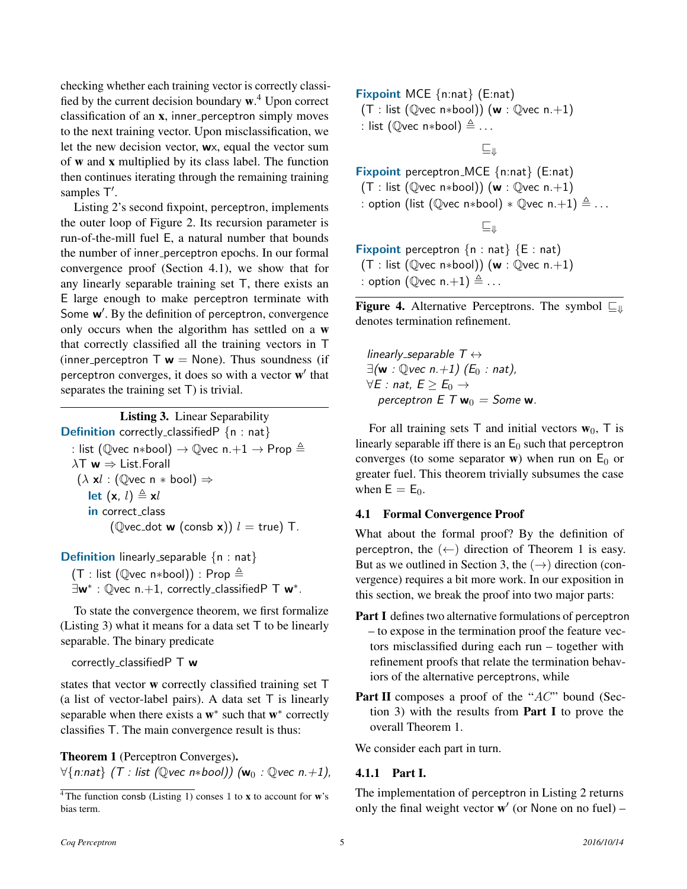checking whether each training vector is correctly classified by the current decision boundary **w**.[4] Upon correct classification of an **x**, inner_perceptron simply moves to the next training vector. Upon misclassification, we let the new decision vector, **w**x, equal the vector sum of **w** and **x** multiplied by its class label. The function then continues iterating through the remaining training samples T′.

Listing 2's second fixpoint, perceptron, implements the outer loop of Figure 2. Its recursion parameter is run-of-the-mill fuel E, a natural number that bounds the number of inner_perceptron epochs. In our formal convergence proof (Section 4.1), we show that for any linearly separable training set T, there exists an E large enough to make perceptron terminate with Some **w**′. By the definition of perceptron, convergence only occurs when the algorithm has settled on a **w** that correctly classified all the training vectors in T (inner_perceptron T **w** = None). Thus soundness (if perceptron converges, it does so with a vector **w**′ that separates the training set T) is trivial.

**Listing 3.** Linear Separability

```
Definition correctly_classifiedP {n : nat}
  : list (ℚvec n∗bool) → ℚvec n.+1 → Prop ≜
  λT w ⇒ List.Forall
   (λ xl : (ℚvec n ∗ bool) ⇒
     let (x, l) ≜ xl
     in correct_class
          (ℚvec_dot w (consb x)) l = true) T.

Definition linearly_separable {n : nat}
  (T : list (ℚvec n∗bool)) : Prop ≜
  ∃w∗ : ℚvec n.+1, correctly_classifiedP T w∗.
```

To state the convergence theorem, we first formalize (Listing 3) what it means for a data set T to be linearly separable. The binary predicate

correctly_classifiedP T **w**

states that vector **w** correctly classified training set T (a list of vector-label pairs). A data set T is linearly separable when there exists a $\mathbf{w}^*$ such that $\mathbf{w}^*$ correctly classifies T. The main convergence result is thus:

**Theorem 1** (Perceptron Converges)**.**
*∀{n:nat} (T : list (ℚvec n∗bool))* $(\mathbf{w}_0$ *: ℚvec n.+1),*
*linearly_separable T ↔*
*∃(**w** : ℚvec n.+1)* $(E_0$ *: nat),*
*∀E : nat,* $E \geq E_0 \rightarrow$
*perceptron E T* $\mathbf{w}_0$ *= Some **w**.*

For all training sets T and initial vectors $\mathbf{w}_0$, T is linearly separable iff there is an $\mathsf{E}_0$ such that perceptron converges (to some separator **w**) when run on $\mathsf{E}_0$ or greater fuel. This theorem trivially subsumes the case when $\mathsf{E} = \mathsf{E}_0$.

[4] The function consb (Listing 1) conses 1 to **x** to account for **w**'s bias term.

```
Fixpoint MCE {n:nat} (E:nat)
  (T : list (ℚvec n∗bool)) (w : ℚvec n.+1)
  : list (ℚvec n∗bool) ≜ ...

                ⊑⇓

Fixpoint perceptron_MCE {n:nat} (E:nat)
  (T : list (ℚvec n∗bool)) (w : ℚvec n.+1)
  : option (list (ℚvec n∗bool) ∗ ℚvec n.+1) ≜ ...

                ⊑⇓

Fixpoint perceptron {n : nat} {E : nat}
  (T : list (ℚvec n∗bool)) (w : ℚvec n.+1)
  : option (ℚvec n.+1) ≜ ...
```

**Figure 4.** Alternative Perceptrons. The symbol $\sqsubseteq_{\Downarrow}$ denotes termination refinement.

### 4.1 Formal Convergence Proof

What about the formal proof? By the definition of perceptron, the (←) direction of Theorem 1 is easy. But as we outlined in Section 3, the (→) direction (convergence) requires a bit more work. In our exposition in this section, we break the proof into two major parts:

**Part I** defines two alternative formulations of perceptron – to expose in the termination proof the feature vectors misclassified during each run – together with refinement proofs that relate the termination behaviors of the alternative perceptrons, while

**Part II** composes a proof of the "*AC*" bound (Section 3) with the results from **Part I** to prove the overall Theorem 1.

We consider each part in turn.

#### 4.1.1 Part I.

The implementation of perceptron in Listing 2 returns only the final weight vector **w**′ (or None on no fuel) –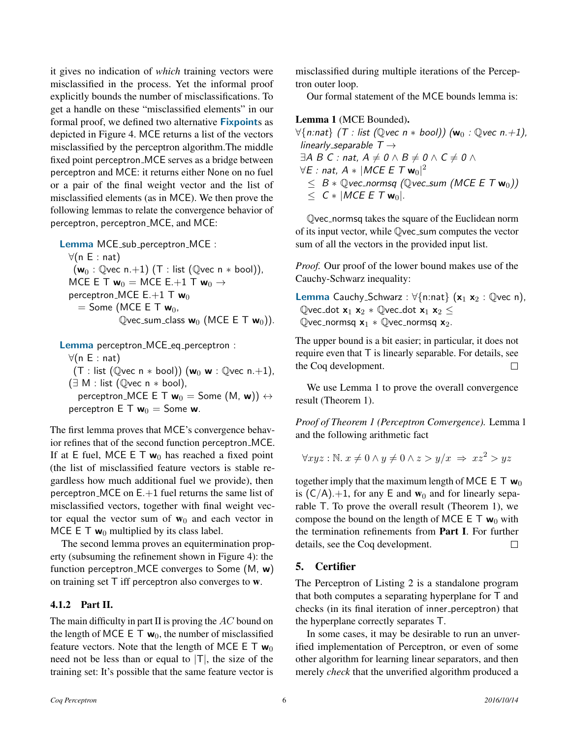it gives no indication of *which* training vectors were misclassified in the process. Yet the informal proof explicitly bounds the number of misclassifications. To get a handle on these "misclassified elements" in our formal proof, we defined two alternative **Fixpoint**s as depicted in Figure 4. MCE returns a list of the vectors misclassified by the perceptron algorithm.The middle fixed point perceptron_MCE serves as a bridge between perceptron and MCE: it returns either None on no fuel or a pair of the final weight vector and the list of misclassified elements (as in MCE). We then prove the following lemmas to relate the convergence behavior of perceptron, perceptron_MCE, and MCE:

```
Lemma MCE_sub_perceptron_MCE :
  ∀(n E : nat)
   (w0 : Qvec n.+1) (T : list (Qvec n * bool)),
  MCE E T w0 = MCE E.+1 T w0 →
  perceptron_MCE E.+1 T w0
    = Some (MCE E T w0,
           Qvec_sum_class w0 (MCE E T w0)).
```

```
Lemma perceptron_MCE_eq_perceptron :
  ∀(n E : nat)
   (T : list (Qvec n * bool)) (w0 w : Qvec n.+1),
  (∃ M : list (Qvec n * bool),
    perceptron_MCE E T w0 = Some (M, w)) ↔
  perceptron E T w0 = Some w.
```

The first lemma proves that MCE's convergence behavior refines that of the second function perceptron_MCE. If at E fuel, MCE E T $\mathbf{w}_0$ has reached a fixed point (the list of misclassified feature vectors is stable regardless how much additional fuel we provide), then perceptron_MCE on E.+1 fuel returns the same list of misclassified vectors, together with final weight vector equal the vector sum of $\mathbf{w}_0$ and each vector in MCE E T $\mathbf{w}_0$ multiplied by its class label.

The second lemma proves an equitermination property (subsuming the refinement shown in Figure 4): the function perceptron_MCE converges to Some (M, $\mathbf{w}$) on training set T iff perceptron also converges to $\mathbf{w}$.

#### 4.1.2 Part II.

The main difficulty in part II is proving the $AC$ bound on the length of MCE E T $\mathbf{w}_0$, the number of misclassified feature vectors. Note that the length of MCE E T $\mathbf{w}_0$ need not be less than or equal to $|\mathsf{T}|$, the size of the training set: It's possible that the same feature vector is misclassified during multiple iterations of the Perceptron outer loop.

Our formal statement of the MCE bounds lemma is:

**Lemma 1** (MCE Bounded)**.**
*∀{n:nat} (T : list (ℚvec n ∗ bool)) ($\mathbf{w}_0$ : ℚvec n.+1),*
*linearly_separable T →*
*∃A B C : nat, A ≠ 0 ∧ B ≠ 0 ∧ C ≠ 0 ∧*
*∀E : nat, A ∗ |MCE E T $\mathbf{w}_0$|$^2$*
*≤ B ∗ ℚvec_normsq (ℚvec_sum (MCE E T $\mathbf{w}_0$))*
*≤ C ∗ |MCE E T $\mathbf{w}_0$|.*

ℚvec_normsq takes the square of the Euclidean norm of its input vector, while ℚvec_sum computes the vector sum of all the vectors in the provided input list.

*Proof.* Our proof of the lower bound makes use of the Cauchy-Schwarz inequality:

```
Lemma Cauchy_Schwarz : ∀{n:nat} (x1 x2 : Qvec n),
  Qvec_dot x1 x2 * Qvec_dot x1 x2 ≤
  Qvec_normsq x1 * Qvec_normsq x2.
```

The upper bound is a bit easier; in particular, it does not require even that T is linearly separable. For details, see the Coq development. □

We use Lemma 1 to prove the overall convergence result (Theorem 1).

*Proof of Theorem 1 (Perceptron Convergence).* Lemma 1 and the following arithmetic fact

$$\forall xyz : \mathbb{N}.\ x \neq 0 \wedge y \neq 0 \wedge z > y/x \ \Rightarrow\ xz^2 > yz$$

together imply that the maximum length of MCE E T $\mathbf{w}_0$ is (C/A).+1, for any E and $\mathbf{w}_0$ and for linearly separable T. To prove the overall result (Theorem 1), we compose the bound on the length of MCE E T $\mathbf{w}_0$ with the termination refinements from **Part I**. For further details, see the Coq development. □

## 5. Certifier

The Perceptron of Listing 2 is a standalone program that both computes a separating hyperplane for T and checks (in its final iteration of inner_perceptron) that the hyperplane correctly separates T.

In some cases, it may be desirable to run an unverified implementation of Perceptron, or even of some other algorithm for learning linear separators, and then merely *check* that the unverified algorithm produced a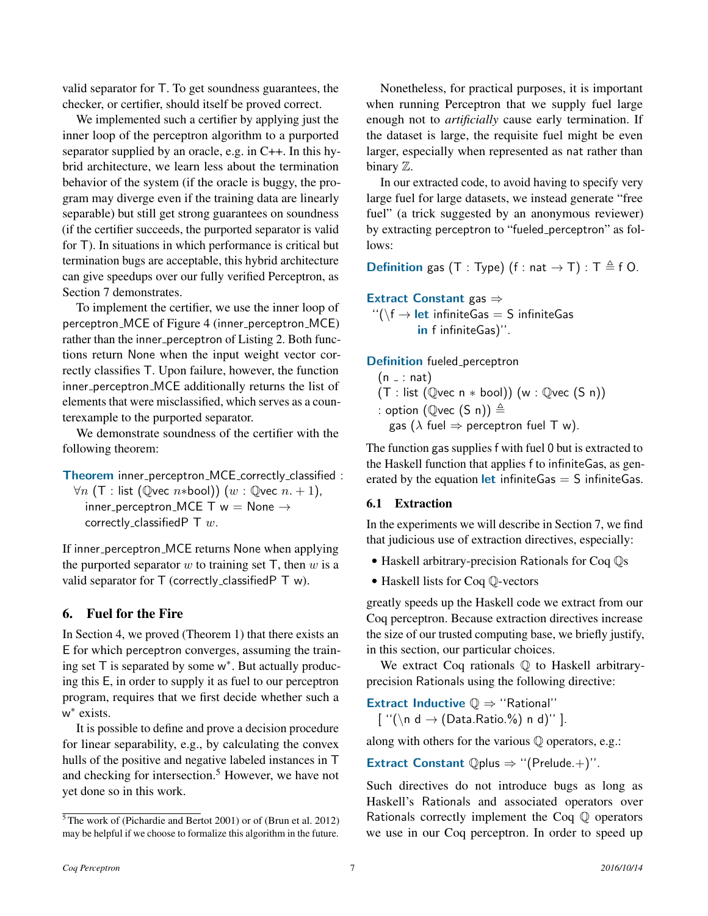valid separator for T. To get soundness guarantees, the checker, or certifier, should itself be proved correct.

We implemented such a certifier by applying just the inner loop of the perceptron algorithm to a purported separator supplied by an oracle, e.g. in C++. In this hybrid architecture, we learn less about the termination behavior of the system (if the oracle is buggy, the program may diverge even if the training data are linearly separable) but still get strong guarantees on soundness (if the certifier succeeds, the purported separator is valid for T). In situations in which performance is critical but termination bugs are acceptable, this hybrid architecture can give speedups over our fully verified Perceptron, as Section 7 demonstrates.

To implement the certifier, we use the inner loop of perceptron_MCE of Figure 4 (inner_perceptron_MCE) rather than the inner_perceptron of Listing 2. Both functions return None when the input weight vector correctly classifies T. Upon failure, however, the function inner_perceptron_MCE additionally returns the list of elements that were misclassified, which serves as a counterexample to the purported separator.

We demonstrate soundness of the certifier with the following theorem:

```
Theorem inner_perceptron_MCE_correctly_classified :
  ∀n (T : list (ℚvec n*bool)) (w : ℚvec n.+1),
    inner_perceptron_MCE T w = None →
    correctly_classifiedP T w.
```

If inner_perceptron_MCE returns None when applying the purported separator $w$ to training set T, then $w$ is a valid separator for T (correctly_classifiedP T w).

## 6. Fuel for the Fire

In Section 4, we proved (Theorem 1) that there exists an E for which perceptron converges, assuming the training set T is separated by some $w^*$. But actually producing this E, in order to supply it as fuel to our perceptron program, requires that we first decide whether such a $w^*$ exists.

It is possible to define and prove a decision procedure for linear separability, e.g., by calculating the convex hulls of the positive and negative labeled instances in T and checking for intersection.[5] However, we have not yet done so in this work.

[5] The work of (Pichardie and Bertot 2001) or of (Brun et al. 2012) may be helpful if we choose to formalize this algorithm in the future.

Nonetheless, for practical purposes, it is important when running Perceptron that we supply fuel large enough not to *artificially* cause early termination. If the dataset is large, the requisite fuel might be even larger, especially when represented as nat rather than binary $\mathbb{Z}$.

In our extracted code, to avoid having to specify very large fuel for large datasets, we instead generate "free fuel" (a trick suggested by an anonymous reviewer) by extracting perceptron to "fueled_perceptron" as follows:

```
Definition gas (T : Type) (f : nat → T) : T ≜ f O.

Extract Constant gas ⇒
  "(\f → let infiniteGas = S infiniteGas
         in f infiniteGas)".

Definition fueled_perceptron
  (n _ : nat)
  (T : list (ℚvec n ∗ bool)) (w : ℚvec (S n))
  : option (ℚvec (S n)) ≜
    gas (λ fuel ⇒ perceptron fuel T w).
```

The function gas supplies f with fuel 0 but is extracted to the Haskell function that applies f to infiniteGas, as generated by the equation **let** infiniteGas = S infiniteGas.

### 6.1 Extraction

In the experiments we will describe in Section 7, we find that judicious use of extraction directives, especially:

- Haskell arbitrary-precision Rationals for Coq $\mathbb{Q}$s
- Haskell lists for Coq $\mathbb{Q}$-vectors

greatly speeds up the Haskell code we extract from our Coq perceptron. Because extraction directives increase the size of our trusted computing base, we briefly justify, in this section, our particular choices.

We extract Coq rationals $\mathbb{Q}$ to Haskell arbitrary-precision Rationals using the following directive:

```
Extract Inductive ℚ ⇒ "Rational"
  [ "(\n d → (Data.Ratio.%) n d)" ].
```

along with others for the various $\mathbb{Q}$ operators, e.g.:

```
Extract Constant ℚplus ⇒ "(Prelude.+)".
```

Such directives do not introduce bugs as long as Haskell's Rationals and associated operators over Rationals correctly implement the Coq $\mathbb{Q}$ operators we use in our Coq perceptron. In order to speed up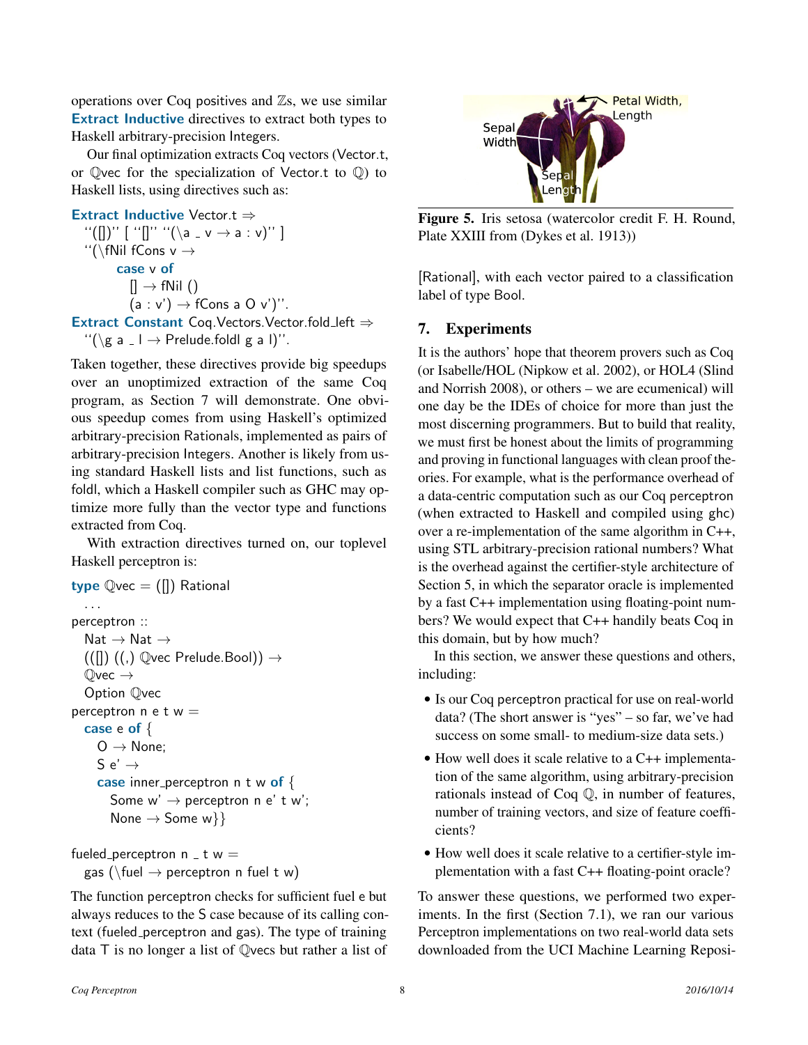operations over Coq positives and ℤs, we use similar **Extract Inductive** directives to extract both types to Haskell arbitrary-precision Integers.

Our final optimization extracts Coq vectors (Vector.t, or ℚvec for the specialization of Vector.t to ℚ) to Haskell lists, using directives such as:

```
Extract Inductive Vector.t ⇒
  "([])" [ "[]" "(\a _ v → a : v)" ]
  "(\fNil fCons v →
        case v of
          [] → fNil ()
          (a : v') → fCons a O v')".
Extract Constant Coq.Vectors.Vector.fold_left ⇒
  "(\g a _ l → Prelude.foldl g a l)".
```

Taken together, these directives provide big speedups over an unoptimized extraction of the same Coq program, as Section 7 will demonstrate. One obvious speedup comes from using Haskell's optimized arbitrary-precision Rationals, implemented as pairs of arbitrary-precision Integers. Another is likely from using standard Haskell lists and list functions, such as foldl, which a Haskell compiler such as GHC may optimize more fully than the vector type and functions extracted from Coq.

With extraction directives turned on, our toplevel Haskell perceptron is:

```
type ℚvec = ([]) Rational
  ...
perceptron ::
  Nat → Nat →
  (([]) ((,) ℚvec Prelude.Bool)) →
  ℚvec →
  Option ℚvec
perceptron n e t w =
  case e of {
    O → None;
    S e' →
    case inner_perceptron n t w of {
      Some w' → perceptron n e' t w';
      None → Some w}}

fueled_perceptron n _ t w =
  gas (\fuel → perceptron n fuel t w)
```

The function perceptron checks for sufficient fuel e but always reduces to the S case because of its calling context (fueled_perceptron and gas). The type of training data T is no longer a list of ℚvecs but rather a list of [Rational], with each vector paired to a classification label of type Bool.

**Figure 5.** Iris setosa (watercolor credit F. H. Round, Plate XXIII from (Dykes et al. 1913))

## 7. Experiments

It is the authors' hope that theorem provers such as Coq (or Isabelle/HOL (Nipkow et al. 2002), or HOL4 (Slind and Norrish 2008), or others – we are ecumenical) will one day be the IDEs of choice for more than just the most discerning programmers. But to build that reality, we must first be honest about the limits of programming and proving in functional languages with clean proof theories. For example, what is the performance overhead of a data-centric computation such as our Coq perceptron (when extracted to Haskell and compiled using ghc) over a re-implementation of the same algorithm in C++, using STL arbitrary-precision rational numbers? What is the overhead against the certifier-style architecture of Section 5, in which the separator oracle is implemented by a fast C++ implementation using floating-point numbers? We would expect that C++ handily beats Coq in this domain, but by how much?

In this section, we answer these questions and others, including:

- Is our Coq perceptron practical for use on real-world data? (The short answer is "yes" – so far, we've had success on some small- to medium-size data sets.)
- How well does it scale relative to a C++ implementation of the same algorithm, using arbitrary-precision rationals instead of Coq ℚ, in number of features, number of training vectors, and size of feature coefficients?
- How well does it scale relative to a certifier-style implementation with a fast C++ floating-point oracle?

To answer these questions, we performed two experiments. In the first (Section 7.1), we ran our various Perceptron implementations on two real-world data sets downloaded from the UCI Machine Learning Reposi-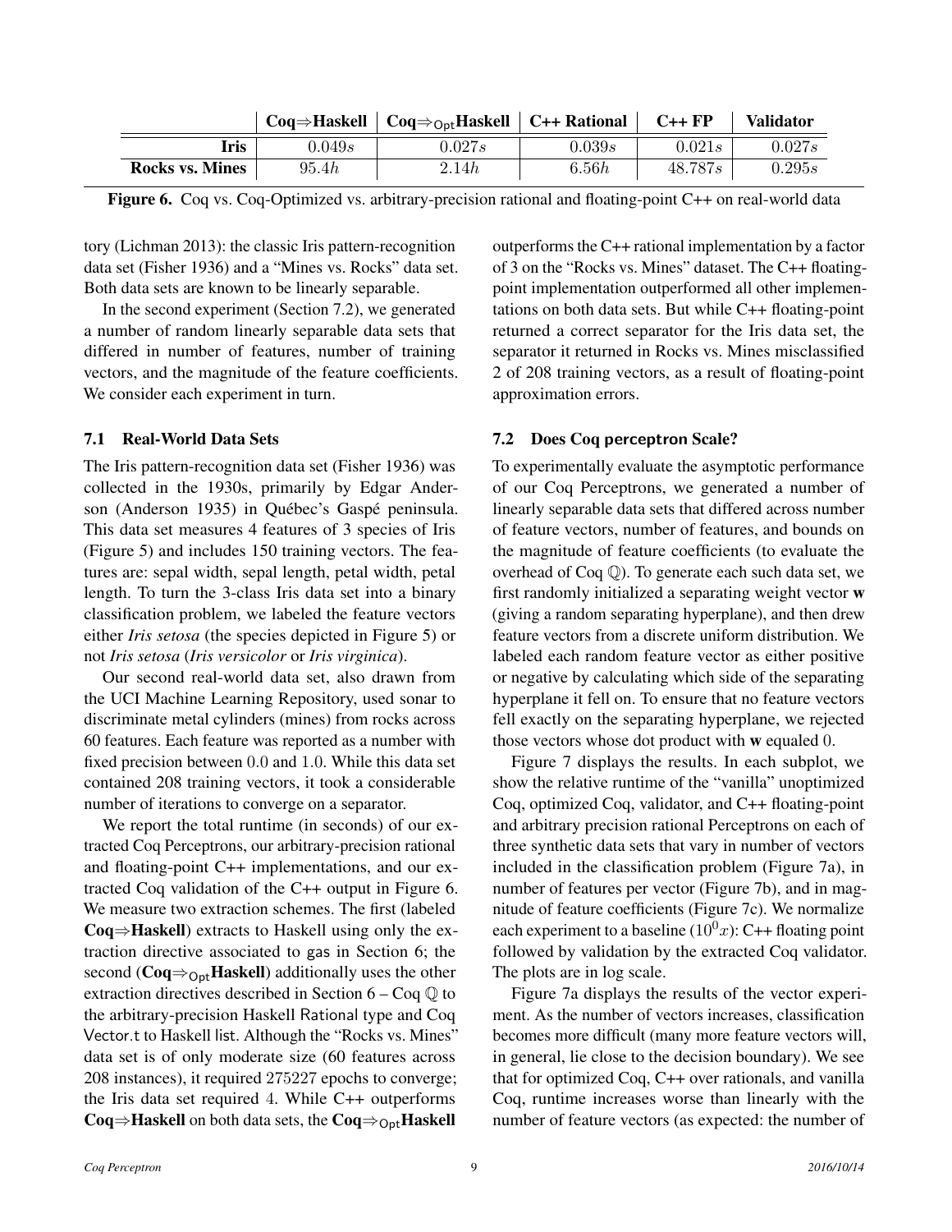|  | Coq⇒Haskell | Coq$\Rightarrow_{\text{Opt}}$Haskell | C++ Rational | C++ FP | Validator |
|---|---|---|---|---|---|
| **Iris** | $0.049s$ | $0.027s$ | $0.039s$ | $0.021s$ | $0.027s$ |
| **Rocks vs. Mines** | $95.4h$ | $2.14h$ | $6.56h$ | $48.787s$ | $0.295s$ |

**Figure 6.** Coq vs. Coq-Optimized vs. arbitrary-precision rational and floating-point C++ on real-world data

tory (Lichman 2013): the classic Iris pattern-recognition data set (Fisher 1936) and a "Mines vs. Rocks" data set. Both data sets are known to be linearly separable.

In the second experiment (Section 7.2), we generated a number of random linearly separable data sets that differed in number of features, number of training vectors, and the magnitude of the feature coefficients. We consider each experiment in turn.

### 7.1 Real-World Data Sets

The Iris pattern-recognition data set (Fisher 1936) was collected in the 1930s, primarily by Edgar Anderson (Anderson 1935) in Québec's Gaspé peninsula. This data set measures 4 features of 3 species of Iris (Figure 5) and includes 150 training vectors. The features are: sepal width, sepal length, petal width, petal length. To turn the 3-class Iris data set into a binary classification problem, we labeled the feature vectors either *Iris setosa* (the species depicted in Figure 5) or not *Iris setosa* (*Iris versicolor* or *Iris virginica*).

Our second real-world data set, also drawn from the UCI Machine Learning Repository, used sonar to discriminate metal cylinders (mines) from rocks across 60 features. Each feature was reported as a number with fixed precision between 0.0 and 1.0. While this data set contained 208 training vectors, it took a considerable number of iterations to converge on a separator.

We report the total runtime (in seconds) of our extracted Coq Perceptrons, our arbitrary-precision rational and floating-point C++ implementations, and our extracted Coq validation of the C++ output in Figure 6. We measure two extraction schemes. The first (labeled **Coq⇒Haskell**) extracts to Haskell using only the extraction directive associated to gas in Section 6; the second (**Coq**$\Rightarrow_{\text{Opt}}$**Haskell**) additionally uses the other extraction directives described in Section 6 – Coq $\mathbb{Q}$ to the arbitrary-precision Haskell Rational type and Coq Vector.t to Haskell list. Although the "Rocks vs. Mines" data set is of only moderate size (60 features across 208 instances), it required 275227 epochs to converge; the Iris data set required 4. While C++ outperforms **Coq⇒Haskell** on both data sets, the **Coq**$\Rightarrow_{\text{Opt}}$**Haskell** outperforms the C++ rational implementation by a factor of 3 on the "Rocks vs. Mines" dataset. The C++ floating-point implementation outperformed all other implementations on both data sets. But while C++ floating-point returned a correct separator for the Iris data set, the separator it returned in Rocks vs. Mines misclassified 2 of 208 training vectors, as a result of floating-point approximation errors.

### 7.2 Does Coq perceptron Scale?

To experimentally evaluate the asymptotic performance of our Coq Perceptrons, we generated a number of linearly separable data sets that differed across number of feature vectors, number of features, and bounds on the magnitude of feature coefficients (to evaluate the overhead of Coq $\mathbb{Q}$). To generate each such data set, we first randomly initialized a separating weight vector **w** (giving a random separating hyperplane), and then drew feature vectors from a discrete uniform distribution. We labeled each random feature vector as either positive or negative by calculating which side of the separating hyperplane it fell on. To ensure that no feature vectors fell exactly on the separating hyperplane, we rejected those vectors whose dot product with **w** equaled 0.

Figure 7 displays the results. In each subplot, we show the relative runtime of the "vanilla" unoptimized Coq, optimized Coq, validator, and C++ floating-point and arbitrary precision rational Perceptrons on each of three synthetic data sets that vary in number of vectors included in the classification problem (Figure 7a), in number of features per vector (Figure 7b), and in magnitude of feature coefficients (Figure 7c). We normalize each experiment to a baseline ($10^0x$): C++ floating point followed by validation by the extracted Coq validator. The plots are in log scale.

Figure 7a displays the results of the vector experiment. As the number of vectors increases, classification becomes more difficult (many more feature vectors will, in general, lie close to the decision boundary). We see that for optimized Coq, C++ over rationals, and vanilla Coq, runtime increases worse than linearly with the number of feature vectors (as expected: the number of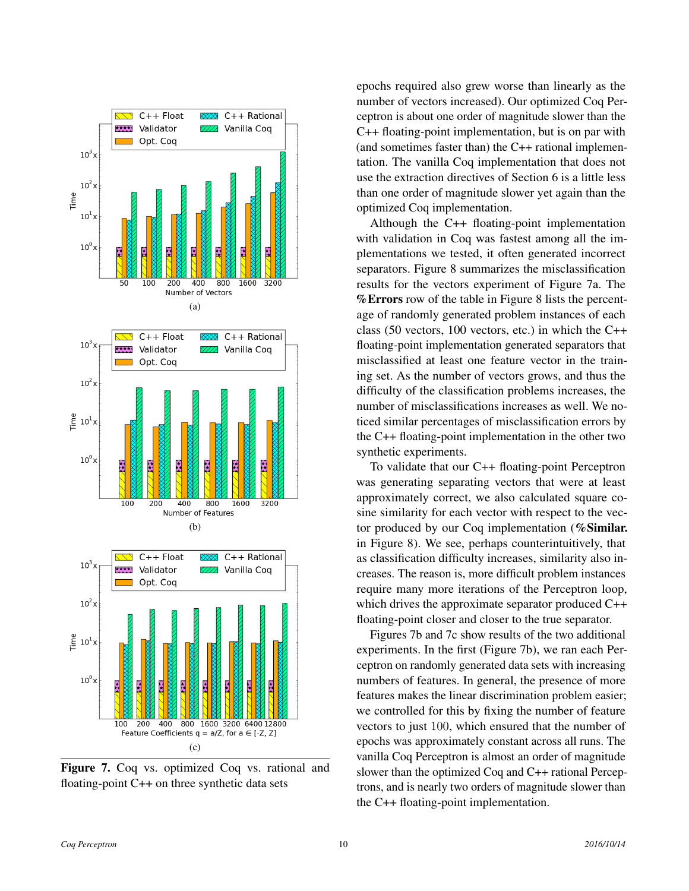Figure 7. Coq vs. optimized Coq vs. rational and floating-point C++ on three synthetic data sets

epochs required also grew worse than linearly as the number of vectors increased). Our optimized Coq Perceptron is about one order of magnitude slower than the C++ floating-point implementation, but is on par with (and sometimes faster than) the C++ rational implementation. The vanilla Coq implementation that does not use the extraction directives of Section 6 is a little less than one order of magnitude slower yet again than the optimized Coq implementation.

Although the C++ floating-point implementation with validation in Coq was fastest among all the implementations we tested, it often generated incorrect separators. Figure 8 summarizes the misclassification results for the vectors experiment of Figure 7a. The **%Errors** row of the table in Figure 8 lists the percentage of randomly generated problem instances of each class (50 vectors, 100 vectors, etc.) in which the C++ floating-point implementation generated separators that misclassified at least one feature vector in the training set. As the number of vectors grows, and thus the difficulty of the classification problems increases, the number of misclassifications increases as well. We noticed similar percentages of misclassification errors by the C++ floating-point implementation in the other two synthetic experiments.

To validate that our C++ floating-point Perceptron was generating separating vectors that were at least approximately correct, we also calculated square cosine similarity for each vector with respect to the vector produced by our Coq implementation (**%Similar.** in Figure 8). We see, perhaps counterintuitively, that as classification difficulty increases, similarity also increases. The reason is, more difficult problem instances require many more iterations of the Perceptron loop, which drives the approximate separator produced C++ floating-point closer and closer to the true separator.

Figures 7b and 7c show results of the two additional experiments. In the first (Figure 7b), we ran each Perceptron on randomly generated data sets with increasing numbers of features. In general, the presence of more features makes the linear discrimination problem easier; we controlled for this by fixing the number of feature vectors to just 100, which ensured that the number of epochs was approximately constant across all runs. The vanilla Coq Perceptron is almost an order of magnitude slower than the optimized Coq and C++ rational Perceptrons, and is nearly two orders of magnitude slower than the C++ floating-point implementation.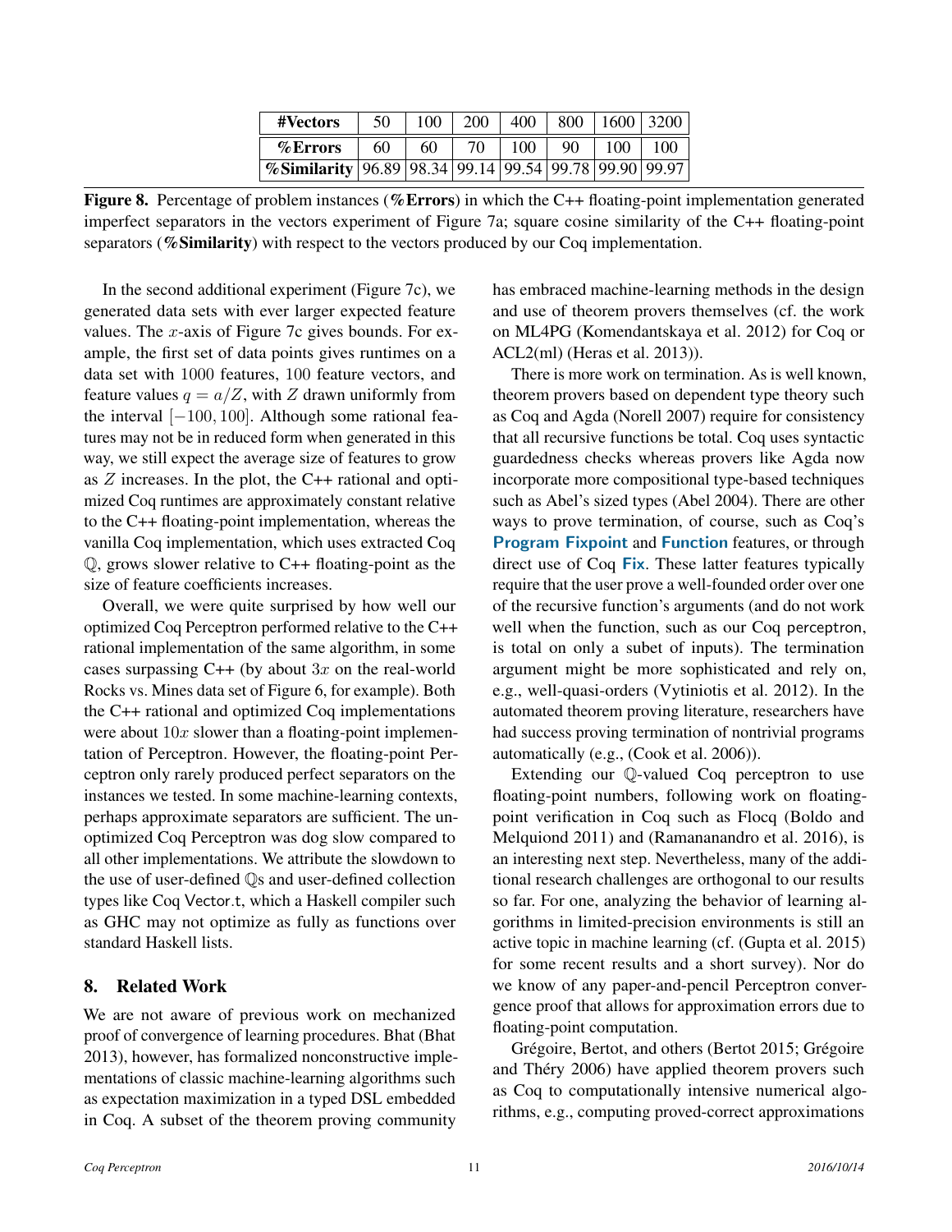| **#Vectors** | 50 | 100 | 200 | 400 | 800 | 1600 | 3200 |
|---|---|---|---|---|---|---|---|
| **%Errors** | 60 | 60 | 70 | 100 | 90 | 100 | 100 |
| **%Similarity** | 96.89 | 98.34 | 99.14 | 99.54 | 99.78 | 99.90 | 99.97 |

**Figure 8.** Percentage of problem instances (**%Errors**) in which the C++ floating-point implementation generated imperfect separators in the vectors experiment of Figure 7a; square cosine similarity of the C++ floating-point separators (**%Similarity**) with respect to the vectors produced by our Coq implementation.

In the second additional experiment (Figure 7c), we generated data sets with ever larger expected feature values. The $x$-axis of Figure 7c gives bounds. For example, the first set of data points gives runtimes on a data set with 1000 features, 100 feature vectors, and feature values $q = a/Z$, with $Z$ drawn uniformly from the interval $[-100, 100]$. Although some rational features may not be in reduced form when generated in this way, we still expect the average size of features to grow as $Z$ increases. In the plot, the C++ rational and optimized Coq runtimes are approximately constant relative to the C++ floating-point implementation, whereas the vanilla Coq implementation, which uses extracted Coq $\mathbb{Q}$, grows slower relative to C++ floating-point as the size of feature coefficients increases.

Overall, we were quite surprised by how well our optimized Coq Perceptron performed relative to the C++ rational implementation of the same algorithm, in some cases surpassing C++ (by about $3x$ on the real-world Rocks vs. Mines data set of Figure 6, for example). Both the C++ rational and optimized Coq implementations were about $10x$ slower than a floating-point implementation of Perceptron. However, the floating-point Perceptron only rarely produced perfect separators on the instances we tested. In some machine-learning contexts, perhaps approximate separators are sufficient. The unoptimized Coq Perceptron was dog slow compared to all other implementations. We attribute the slowdown to the use of user-defined $\mathbb{Q}$s and user-defined collection types like Coq Vector.t, which a Haskell compiler such as GHC may not optimize as fully as functions over standard Haskell lists.

## 8. Related Work

We are not aware of previous work on mechanized proof of convergence of learning procedures. Bhat (Bhat 2013), however, has formalized nonconstructive implementations of classic machine-learning algorithms such as expectation maximization in a typed DSL embedded in Coq. A subset of the theorem proving community has embraced machine-learning methods in the design and use of theorem provers themselves (cf. the work on ML4PG (Komendantskaya et al. 2012) for Coq or ACL2(ml) (Heras et al. 2013)).

There is more work on termination. As is well known, theorem provers based on dependent type theory such as Coq and Agda (Norell 2007) require for consistency that all recursive functions be total. Coq uses syntactic guardedness checks whereas provers like Agda now incorporate more compositional type-based techniques such as Abel's sized types (Abel 2004). There are other ways to prove termination, of course, such as Coq's **Program Fixpoint** and **Function** features, or through direct use of Coq **Fix**. These latter features typically require that the user prove a well-founded order over one of the recursive function's arguments (and do not work well when the function, such as our Coq perceptron, is total on only a subet of inputs). The termination argument might be more sophisticated and rely on, e.g., well-quasi-orders (Vytiniotis et al. 2012). In the automated theorem proving literature, researchers have had success proving termination of nontrivial programs automatically (e.g., (Cook et al. 2006)).

Extending our $\mathbb{Q}$-valued Coq perceptron to use floating-point numbers, following work on floating-point verification in Coq such as Flocq (Boldo and Melquiond 2011) and (Ramananandro et al. 2016), is an interesting next step. Nevertheless, many of the additional research challenges are orthogonal to our results so far. For one, analyzing the behavior of learning algorithms in limited-precision environments is still an active topic in machine learning (cf. (Gupta et al. 2015) for some recent results and a short survey). Nor do we know of any paper-and-pencil Perceptron convergence proof that allows for approximation errors due to floating-point computation.

Grégoire, Bertot, and others (Bertot 2015; Grégoire and Théry 2006) have applied theorem provers such as Coq to computationally intensive numerical algorithms, e.g., computing proved-correct approximations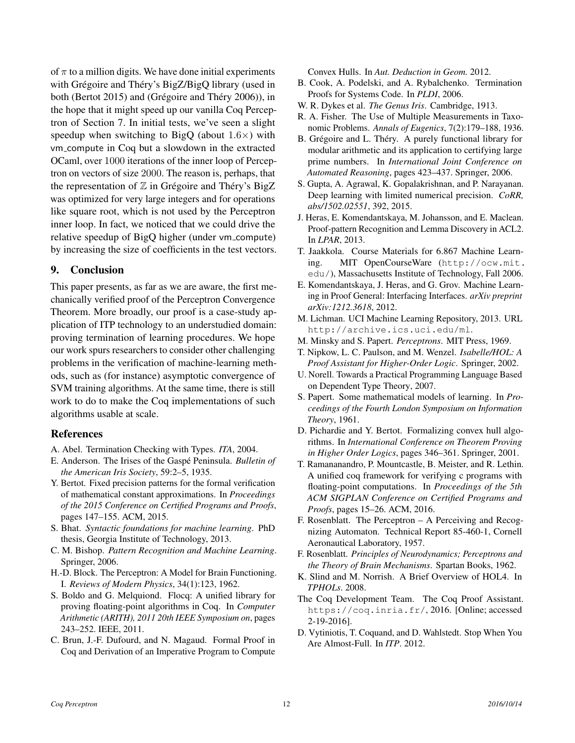of $\pi$ to a million digits. We have done initial experiments with Grégoire and Théry's BigZ/BigQ library (used in both (Bertot 2015) and (Grégoire and Théry 2006)), in the hope that it might speed up our vanilla Coq Perceptron of Section 7. In initial tests, we've seen a slight speedup when switching to BigQ (about $1.6\times$) with vm_compute in Coq but a slowdown in the extracted OCaml, over 1000 iterations of the inner loop of Perceptron on vectors of size 2000. The reason is, perhaps, that the representation of $\mathbb{Z}$ in Grégoire and Théry's BigZ was optimized for very large integers and for operations like square root, which is not used by the Perceptron inner loop. In fact, we noticed that we could drive the relative speedup of BigQ higher (under vm_compute) by increasing the size of coefficients in the test vectors.

## 9. Conclusion

This paper presents, as far as we are aware, the first mechanically verified proof of the Perceptron Convergence Theorem. More broadly, our proof is a case-study application of ITP technology to an understudied domain: proving termination of learning procedures. We hope our work spurs researchers to consider other challenging problems in the verification of machine-learning methods, such as (for instance) asymptotic convergence of SVM training algorithms. At the same time, there is still work to do to make the Coq implementations of such algorithms usable at scale.

## References

A. Abel. Termination Checking with Types. *ITA*, 2004.

E. Anderson. The Irises of the Gaspé Peninsula. *Bulletin of the American Iris Society*, 59:2–5, 1935.

Y. Bertot. Fixed precision patterns for the formal verification of mathematical constant approximations. In *Proceedings of the 2015 Conference on Certified Programs and Proofs*, pages 147–155. ACM, 2015.

S. Bhat. *Syntactic foundations for machine learning*. PhD thesis, Georgia Institute of Technology, 2013.

C. M. Bishop. *Pattern Recognition and Machine Learning*. Springer, 2006.

H.-D. Block. The Perceptron: A Model for Brain Functioning. I. *Reviews of Modern Physics*, 34(1):123, 1962.

S. Boldo and G. Melquiond. Flocq: A unified library for proving floating-point algorithms in Coq. In *Computer Arithmetic (ARITH), 2011 20th IEEE Symposium on*, pages 243–252. IEEE, 2011.

C. Brun, J.-F. Dufourd, and N. Magaud. Formal Proof in Coq and Derivation of an Imperative Program to Compute Convex Hulls. In *Aut. Deduction in Geom.* 2012.

B. Cook, A. Podelski, and A. Rybalchenko. Termination Proofs for Systems Code. In *PLDI*, 2006.

W. R. Dykes et al. *The Genus Iris*. Cambridge, 1913.

R. A. Fisher. The Use of Multiple Measurements in Taxonomic Problems. *Annals of Eugenics*, 7(2):179–188, 1936.

B. Grégoire and L. Théry. A purely functional library for modular arithmetic and its application to certifying large prime numbers. In *International Joint Conference on Automated Reasoning*, pages 423–437. Springer, 2006.

S. Gupta, A. Agrawal, K. Gopalakrishnan, and P. Narayanan. Deep learning with limited numerical precision. *CoRR, abs/1502.02551*, 392, 2015.

J. Heras, E. Komendantskaya, M. Johansson, and E. Maclean. Proof-pattern Recognition and Lemma Discovery in ACL2. In *LPAR*, 2013.

T. Jaakkola. Course Materials for 6.867 Machine Learning. MIT OpenCourseWare (http://ocw.mit.edu/), Massachusetts Institute of Technology, Fall 2006.

E. Komendantskaya, J. Heras, and G. Grov. Machine Learning in Proof General: Interfacing Interfaces. *arXiv preprint arXiv:1212.3618*, 2012.

M. Lichman. UCI Machine Learning Repository, 2013. URL http://archive.ics.uci.edu/ml.

M. Minsky and S. Papert. *Perceptrons*. MIT Press, 1969.

T. Nipkow, L. C. Paulson, and M. Wenzel. *Isabelle/HOL: A Proof Assistant for Higher-Order Logic*. Springer, 2002.

U. Norell. Towards a Practical Programming Language Based on Dependent Type Theory, 2007.

S. Papert. Some mathematical models of learning. In *Proceedings of the Fourth London Symposium on Information Theory*, 1961.

D. Pichardie and Y. Bertot. Formalizing convex hull algorithms. In *International Conference on Theorem Proving in Higher Order Logics*, pages 346–361. Springer, 2001.

T. Ramananandro, P. Mountcastle, B. Meister, and R. Lethin. A unified coq framework for verifying c programs with floating-point computations. In *Proceedings of the 5th ACM SIGPLAN Conference on Certified Programs and Proofs*, pages 15–26. ACM, 2016.

F. Rosenblatt. The Perceptron – A Perceiving and Recognizing Automaton. Technical Report 85-460-1, Cornell Aeronautical Laboratory, 1957.

F. Rosenblatt. *Principles of Neurodynamics; Perceptrons and the Theory of Brain Mechanisms*. Spartan Books, 1962.

K. Slind and M. Norrish. A Brief Overview of HOL4. In *TPHOLs*. 2008.

The Coq Development Team. The Coq Proof Assistant. https://coq.inria.fr/, 2016. [Online; accessed 2-19-2016].

D. Vytiniotis, T. Coquand, and D. Wahlstedt. Stop When You Are Almost-Full. In *ITP*. 2012.